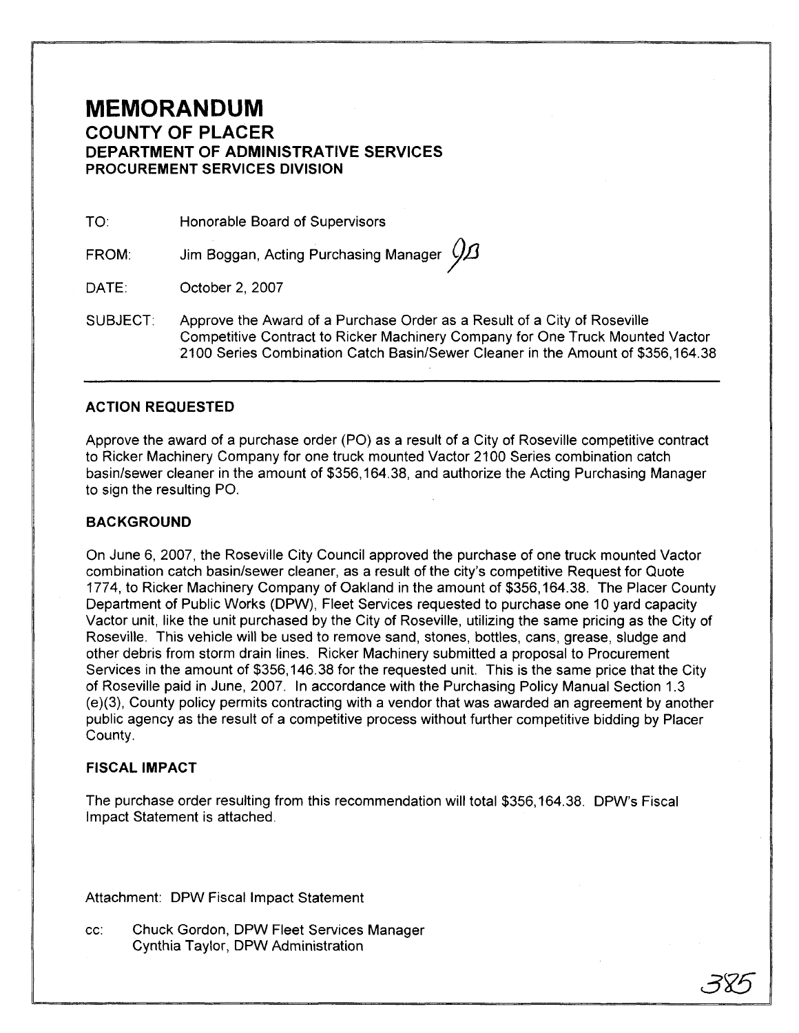# MEMORANDUM

## COUNTY OF PLACER
## DEPARTMENT OF ADMINISTRATIVE SERVICES
### PROCUREMENT SERVICES DIVISION

TO: Honorable Board of Supervisors

FROM: Jim Boggan, Acting Purchasing Manager JB

DATE: October 2, 2007

SUBJECT: Approve the Award of a Purchase Order as a Result of a City of Roseville Competitive Contract to Ricker Machinery Company for One Truck Mounted Vactor 2100 Series Combination Catch Basin/Sewer Cleaner in the Amount of $356,164.38

---

### ACTION REQUESTED

Approve the award of a purchase order (PO) as a result of a City of Roseville competitive contract to Ricker Machinery Company for one truck mounted Vactor 2100 Series combination catch basin/sewer cleaner in the amount of $356,164.38, and authorize the Acting Purchasing Manager to sign the resulting PO.

### BACKGROUND

On June 6, 2007, the Roseville City Council approved the purchase of one truck mounted Vactor combination catch basin/sewer cleaner, as a result of the city's competitive Request for Quote 1774, to Ricker Machinery Company of Oakland in the amount of $356,164.38. The Placer County Department of Public Works (DPW), Fleet Services requested to purchase one 10 yard capacity Vactor unit, like the unit purchased by the City of Roseville, utilizing the same pricing as the City of Roseville. This vehicle will be used to remove sand, stones, bottles, cans, grease, sludge and other debris from storm drain lines. Ricker Machinery submitted a proposal to Procurement Services in the amount of $356,146.38 for the requested unit. This is the same price that the City of Roseville paid in June, 2007. In accordance with the Purchasing Policy Manual Section 1.3 (e)(3), County policy permits contracting with a vendor that was awarded an agreement by another public agency as the result of a competitive process without further competitive bidding by Placer County.

### FISCAL IMPACT

The purchase order resulting from this recommendation will total $356,164.38. DPW's Fiscal Impact Statement is attached.

Attachment: DPW Fiscal Impact Statement

cc: Chuck Gordon, DPW Fleet Services Manager
Cynthia Taylor, DPW Administration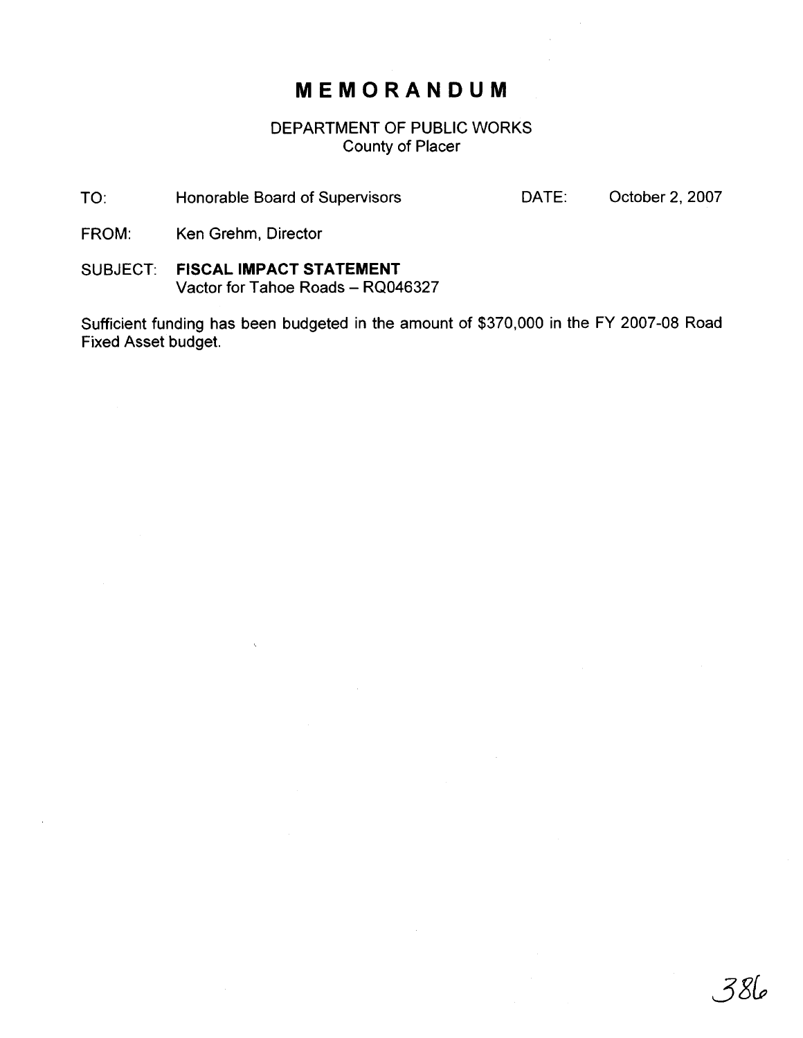# MEMORANDUM

DEPARTMENT OF PUBLIC WORKS
County of Placer

TO: Honorable Board of Supervisors DATE: October 2, 2007

FROM: Ken Grehm, Director

SUBJECT: **FISCAL IMPACT STATEMENT**
Vactor for Tahoe Roads – RQ046327

Sufficient funding has been budgeted in the amount of $370,000 in the FY 2007-08 Road Fixed Asset budget.